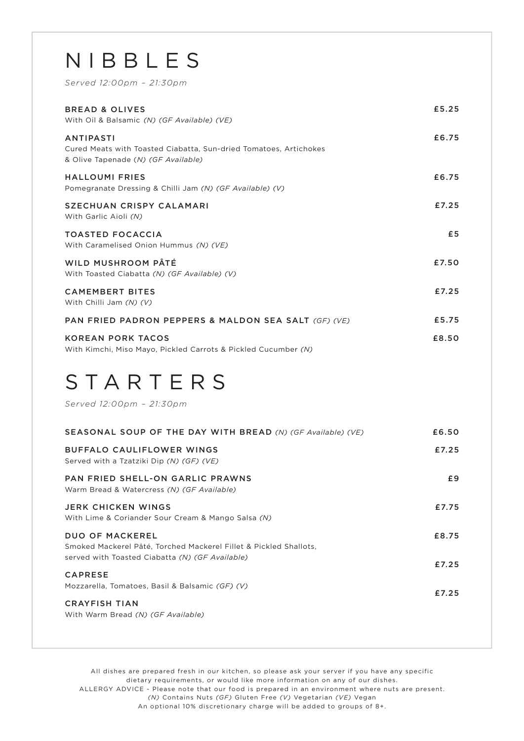# NIBBLES

*Served 12:00pm – 21:30pm*

**BREAD & OLIVES** — £5.25
With Oil & Balsamic *(N) (GF Available) (VE)*

**ANTIPASTI** — £6.75
Cured Meats with Toasted Ciabatta, Sun-dried Tomatoes, Artichokes & Olive Tapenade *(N) (GF Available)*

**HALLOUMI FRIES** — £6.75
Pomegranate Dressing & Chilli Jam *(N) (GF Available) (V)*

**SZECHUAN CRISPY CALAMARI** — £7.25
With Garlic Aioli *(N)*

**TOASTED FOCACCIA** — £5
With Caramelised Onion Hummus *(N) (VE)*

**WILD MUSHROOM PÂTÉ** — £7.50
With Toasted Ciabatta *(N) (GF Available) (V)*

**CAMEMBERT BITES** — £7.25
With Chilli Jam *(N) (V)*

**PAN FRIED PADRON PEPPERS & MALDON SEA SALT** *(GF) (VE)* — £5.75

**KOREAN PORK TACOS** — £8.50
With Kimchi, Miso Mayo, Pickled Carrots & Pickled Cucumber *(N)*

# STARTERS

*Served 12:00pm – 21:30pm*

**SEASONAL SOUP OF THE DAY WITH BREAD** *(N) (GF Available) (VE)* — £6.50

**BUFFALO CAULIFLOWER WINGS** — £7.25
Served with a Tzatziki Dip *(N) (GF) (VE)*

**PAN FRIED SHELL-ON GARLIC PRAWNS** — £9
Warm Bread & Watercress *(N) (GF Available)*

**JERK CHICKEN WINGS** — £7.75
With Lime & Coriander Sour Cream & Mango Salsa *(N)*

**DUO OF MACKEREL** — £8.75
Smoked Mackerel Pâté, Torched Mackerel Fillet & Pickled Shallots, served with Toasted Ciabatta *(N) (GF Available)*

**CAPRESE** — £7.25
Mozzarella, Tomatoes, Basil & Balsamic *(GF) (V)*

**CRAYFISH TIAN** — £7.25
With Warm Bread *(N) (GF Available)*

All dishes are prepared fresh in our kitchen, so please ask your server if you have any specific dietary requirements, or would like more information on any of our dishes.
ALLERGY ADVICE - Please note that our food is prepared in an environment where nuts are present.
*(N)* Contains Nuts *(GF)* Gluten Free *(V)* Vegetarian *(VE)* Vegan
An optional 10% discretionary charge will be added to groups of 8+.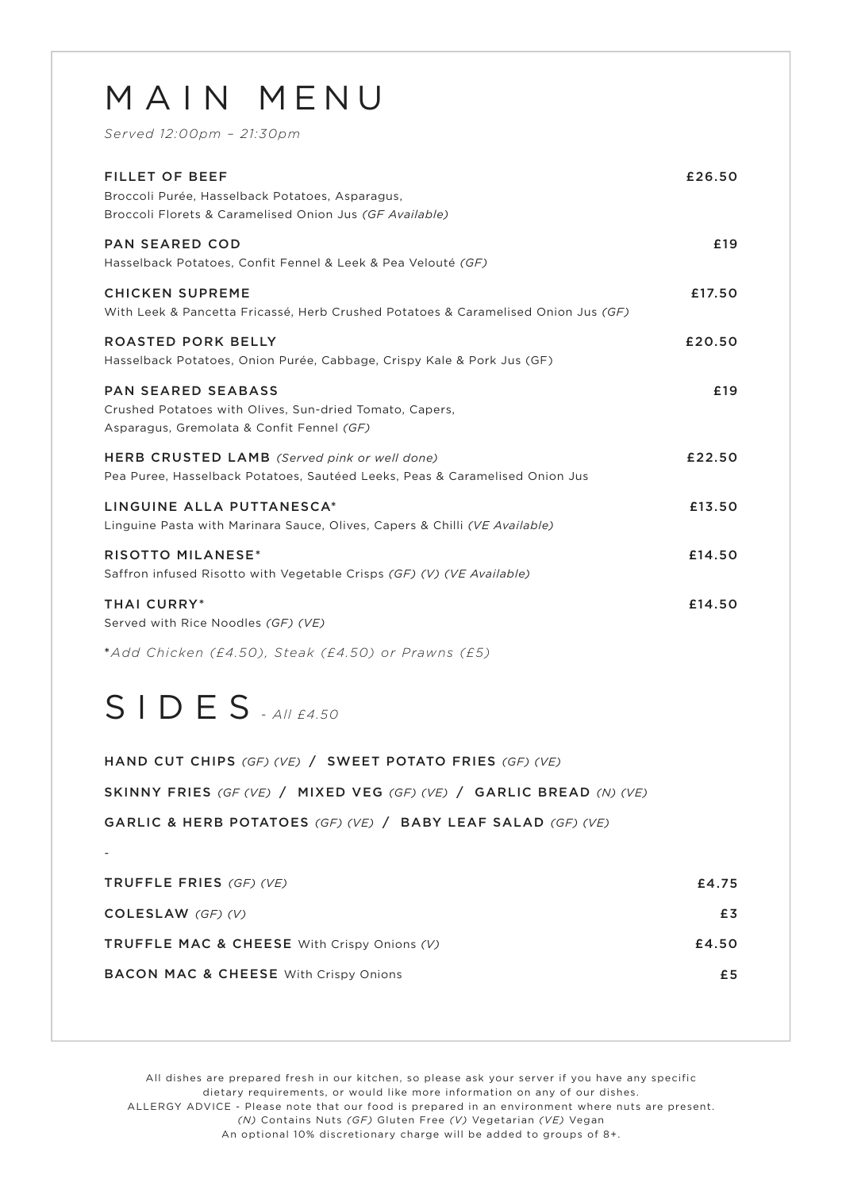# MAIN MENU

*Served 12:00pm – 21:30pm*

**FILLET OF BEEF** — £26.50
Broccoli Purée, Hasselback Potatoes, Asparagus, Broccoli Florets & Caramelised Onion Jus *(GF Available)*

**PAN SEARED COD** — £19
Hasselback Potatoes, Confit Fennel & Leek & Pea Velouté *(GF)*

**CHICKEN SUPREME** — £17.50
With Leek & Pancetta Fricassé, Herb Crushed Potatoes & Caramelised Onion Jus *(GF)*

**ROASTED PORK BELLY** — £20.50
Hasselback Potatoes, Onion Purée, Cabbage, Crispy Kale & Pork Jus (GF)

**PAN SEARED SEABASS** — £19
Crushed Potatoes with Olives, Sun-dried Tomato, Capers, Asparagus, Gremolata & Confit Fennel *(GF)*

**HERB CRUSTED LAMB** *(Served pink or well done)* — £22.50
Pea Puree, Hasselback Potatoes, Sautéed Leeks, Peas & Caramelised Onion Jus

**LINGUINE ALLA PUTTANESCA*** — £13.50
Linguine Pasta with Marinara Sauce, Olives, Capers & Chilli *(VE Available)*

**RISOTTO MILANESE*** — £14.50
Saffron infused Risotto with Vegetable Crisps *(GF) (V) (VE Available)*

**THAI CURRY*** — £14.50
Served with Rice Noodles *(GF) (VE)*

**Add Chicken (£4.50), Steak (£4.50) or Prawns (£5)*

# SIDES *- All £4.50*

**HAND CUT CHIPS** *(GF) (VE)* / **SWEET POTATO FRIES** *(GF) (VE)*

**SKINNY FRIES** *(GF (VE)* / **MIXED VEG** *(GF) (VE)* / **GARLIC BREAD** *(N) (VE)*

**GARLIC & HERB POTATOES** *(GF) (VE)* / **BABY LEAF SALAD** *(GF) (VE)*

-

**TRUFFLE FRIES** *(GF) (VE)* — £4.75

**COLESLAW** *(GF) (V)* — £3

**TRUFFLE MAC & CHEESE** With Crispy Onions *(V)* — £4.50

**BACON MAC & CHEESE** With Crispy Onions — £5

All dishes are prepared fresh in our kitchen, so please ask your server if you have any specific dietary requirements, or would like more information on any of our dishes.
ALLERGY ADVICE - Please note that our food is prepared in an environment where nuts are present.
*(N)* Contains Nuts *(GF)* Gluten Free *(V)* Vegetarian *(VE)* Vegan
An optional 10% discretionary charge will be added to groups of 8+.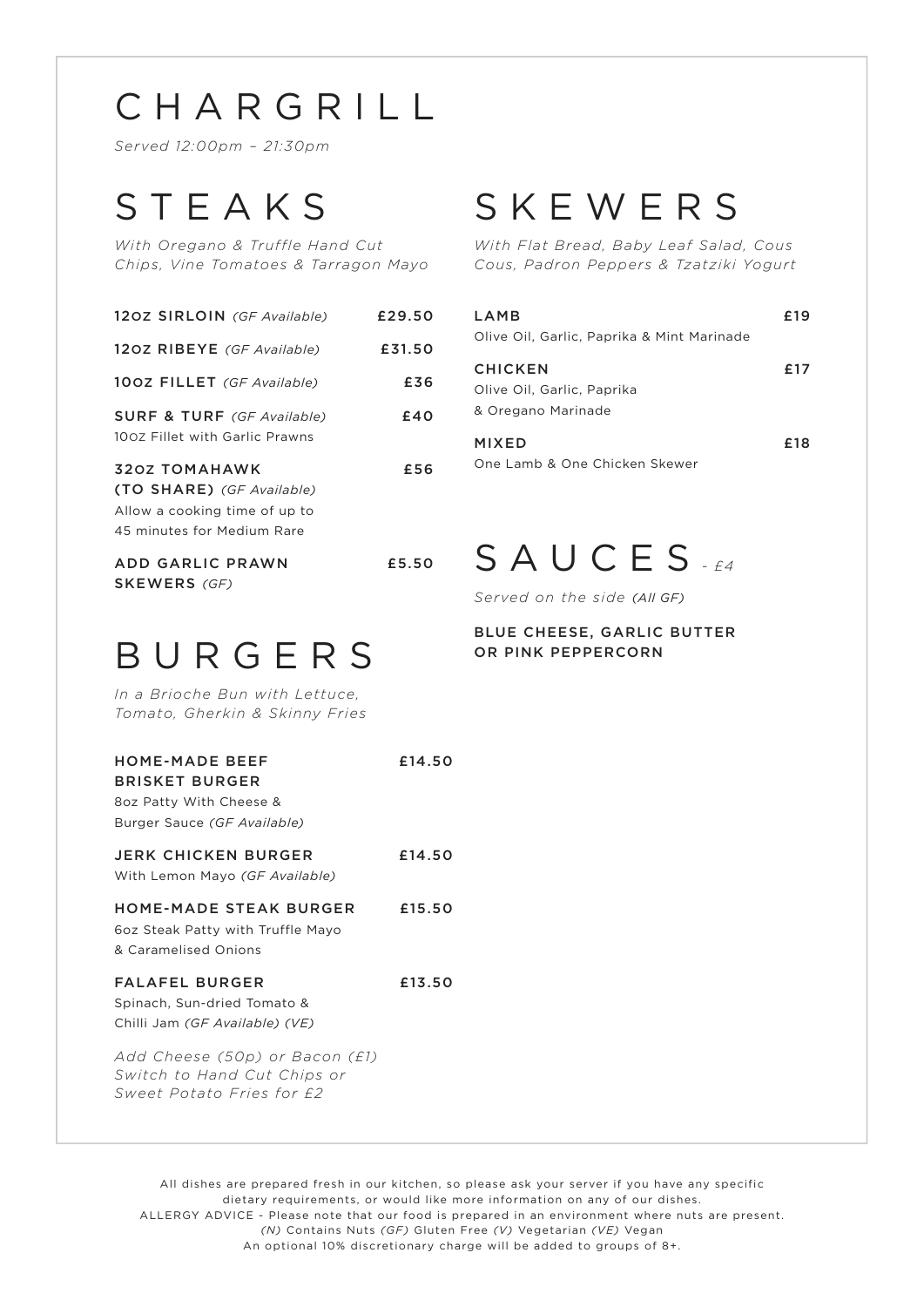# CHARGRILL

*Served 12:00pm – 21:30pm*

## STEAKS

*With Oregano & Truffle Hand Cut Chips, Vine Tomatoes & Tarragon Mayo*

**12OZ SIRLOIN** *(GF Available)* £29.50

**12OZ RIBEYE** *(GF Available)* £31.50

**10OZ FILLET** *(GF Available)* £36

**SURF & TURF** *(GF Available)* £40
10OZ Fillet with Garlic Prawns

**32OZ TOMAHAWK (TO SHARE)** *(GF Available)* £56
Allow a cooking time of up to 45 minutes for Medium Rare

**ADD GARLIC PRAWN SKEWERS** *(GF)* £5.50

## BURGERS

*In a Brioche Bun with Lettuce, Tomato, Gherkin & Skinny Fries*

**HOME-MADE BEEF BRISKET BURGER** £14.50
8oz Patty With Cheese & Burger Sauce *(GF Available)*

**JERK CHICKEN BURGER** £14.50
With Lemon Mayo *(GF Available)*

**HOME-MADE STEAK BURGER** £15.50
6oz Steak Patty with Truffle Mayo & Caramelised Onions

**FALAFEL BURGER** £13.50
Spinach, Sun-dried Tomato & Chilli Jam *(GF Available) (VE)*

*Add Cheese (50p) or Bacon (£1)*
*Switch to Hand Cut Chips or Sweet Potato Fries for £2*

## SKEWERS

*With Flat Bread, Baby Leaf Salad, Cous Cous, Padron Peppers & Tzatziki Yogurt*

**LAMB** £19
Olive Oil, Garlic, Paprika & Mint Marinade

**CHICKEN** £17
Olive Oil, Garlic, Paprika & Oregano Marinade

**MIXED** £18
One Lamb & One Chicken Skewer

## SAUCES *- £4*

*Served on the side (All GF)*

**BLUE CHEESE, GARLIC BUTTER OR PINK PEPPERCORN**

All dishes are prepared fresh in our kitchen, so please ask your server if you have any specific dietary requirements, or would like more information on any of our dishes.
ALLERGY ADVICE - Please note that our food is prepared in an environment where nuts are present.
*(N)* Contains Nuts *(GF)* Gluten Free *(V)* Vegetarian *(VE)* Vegan
An optional 10% discretionary charge will be added to groups of 8+.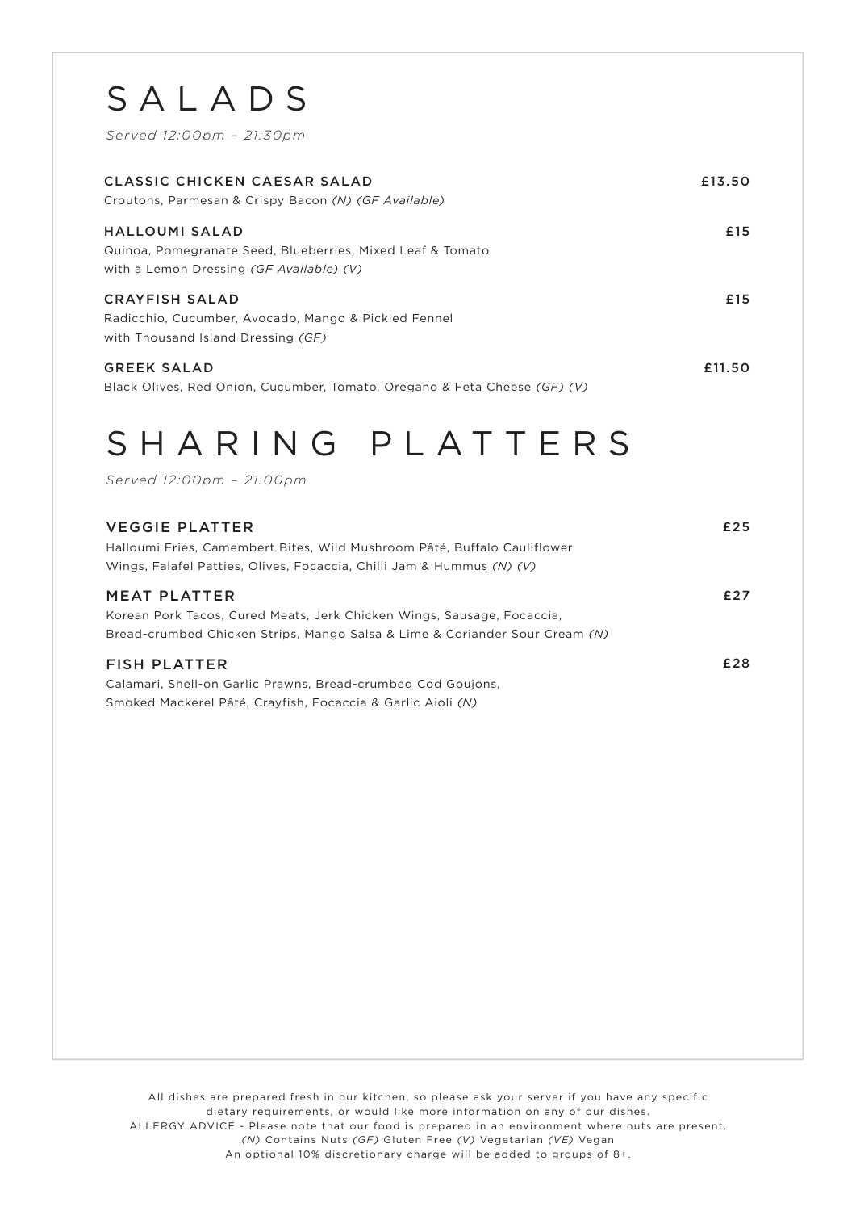# SALADS

*Served 12:00pm – 21:30pm*

**CLASSIC CHICKEN CAESAR SALAD** £13.50
Croutons, Parmesan & Crispy Bacon *(N) (GF Available)*

**HALLOUMI SALAD** £15
Quinoa, Pomegranate Seed, Blueberries, Mixed Leaf & Tomato
with a Lemon Dressing *(GF Available) (V)*

**CRAYFISH SALAD** £15
Radicchio, Cucumber, Avocado, Mango & Pickled Fennel
with Thousand Island Dressing *(GF)*

**GREEK SALAD** £11.50
Black Olives, Red Onion, Cucumber, Tomato, Oregano & Feta Cheese *(GF) (V)*

# SHARING PLATTERS

*Served 12:00pm – 21:00pm*

**VEGGIE PLATTER** £25
Halloumi Fries, Camembert Bites, Wild Mushroom Pâté, Buffalo Cauliflower
Wings, Falafel Patties, Olives, Focaccia, Chilli Jam & Hummus *(N) (V)*

**MEAT PLATTER** £27
Korean Pork Tacos, Cured Meats, Jerk Chicken Wings, Sausage, Focaccia,
Bread-crumbed Chicken Strips, Mango Salsa & Lime & Coriander Sour Cream *(N)*

**FISH PLATTER** £28
Calamari, Shell-on Garlic Prawns, Bread-crumbed Cod Goujons,
Smoked Mackerel Pâté, Crayfish, Focaccia & Garlic Aioli *(N)*

All dishes are prepared fresh in our kitchen, so please ask your server if you have any specific dietary requirements, or would like more information on any of our dishes.
ALLERGY ADVICE - Please note that our food is prepared in an environment where nuts are present.
*(N)* Contains Nuts *(GF)* Gluten Free *(V)* Vegetarian *(VE)* Vegan
An optional 10% discretionary charge will be added to groups of 8+.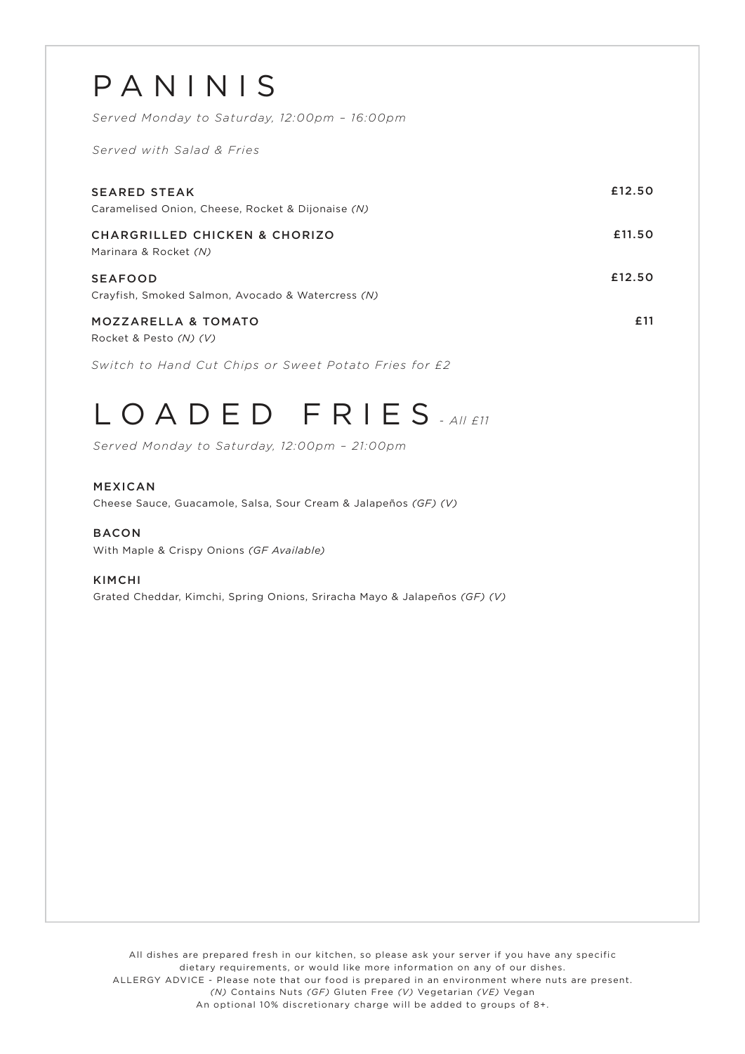# PANINIS

*Served Monday to Saturday, 12:00pm – 16:00pm*

*Served with Salad & Fries*

**SEARED STEAK** — £12.50
Caramelised Onion, Cheese, Rocket & Dijonaise *(N)*

**CHARGRILLED CHICKEN & CHORIZO** — £11.50
Marinara & Rocket *(N)*

**SEAFOOD** — £12.50
Crayfish, Smoked Salmon, Avocado & Watercress *(N)*

**MOZZARELLA & TOMATO** — £11
Rocket & Pesto *(N) (V)*

*Switch to Hand Cut Chips or Sweet Potato Fries for £2*

# LOADED FRIES *- All £11*

*Served Monday to Saturday, 12:00pm – 21:00pm*

**MEXICAN**
Cheese Sauce, Guacamole, Salsa, Sour Cream & Jalapeños *(GF) (V)*

**BACON**
With Maple & Crispy Onions *(GF Available)*

**KIMCHI**
Grated Cheddar, Kimchi, Spring Onions, Sriracha Mayo & Jalapeños *(GF) (V)*

All dishes are prepared fresh in our kitchen, so please ask your server if you have any specific dietary requirements, or would like more information on any of our dishes.
ALLERGY ADVICE - Please note that our food is prepared in an environment where nuts are present.
*(N)* Contains Nuts *(GF)* Gluten Free *(V)* Vegetarian *(VE)* Vegan
An optional 10% discretionary charge will be added to groups of 8+.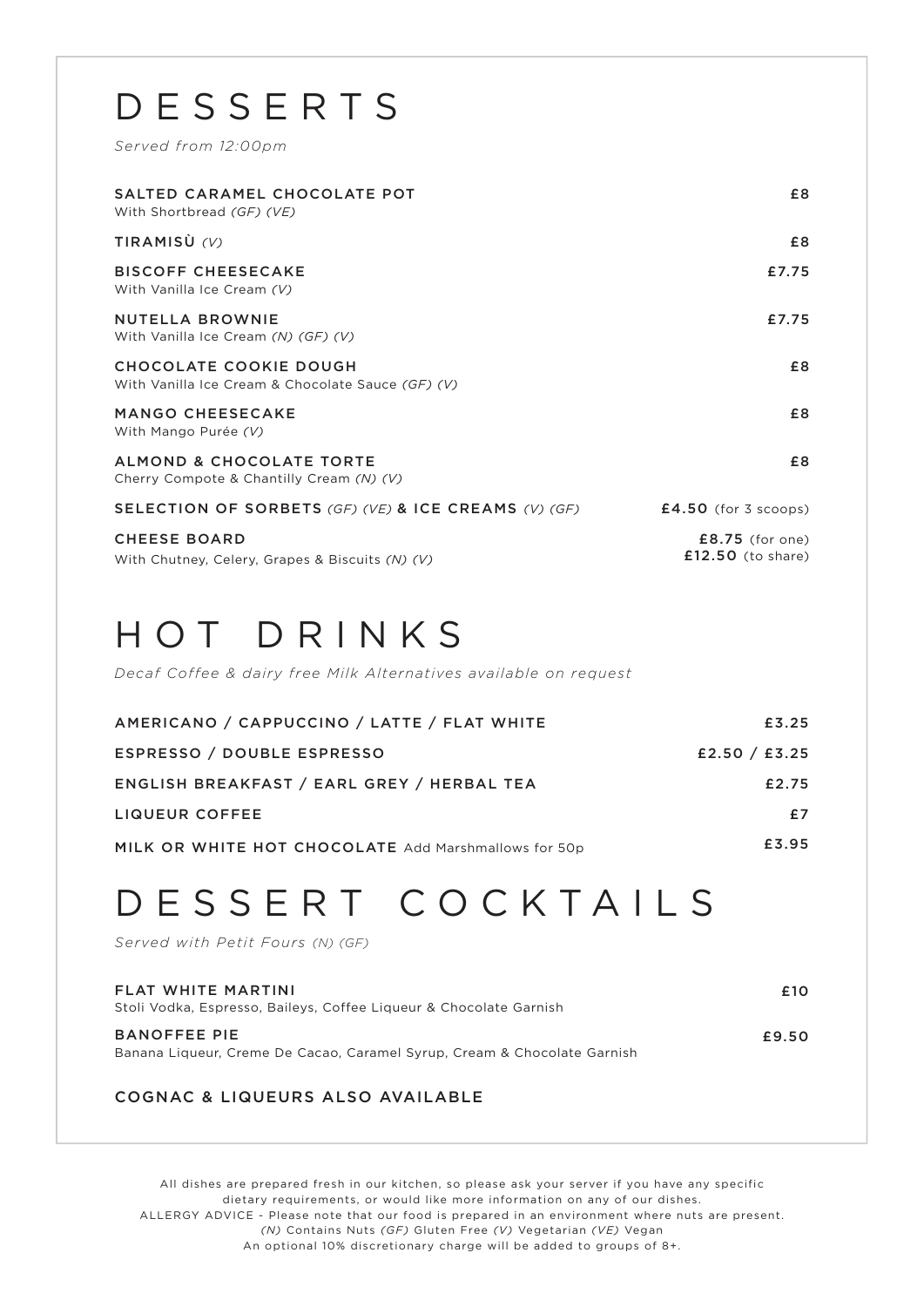# DESSERTS

*Served from 12:00pm*

| | |
|---|---|
| **SALTED CARAMEL CHOCOLATE POT**<br>With Shortbread *(GF) (VE)* | £8 |
| **TIRAMISÙ** *(V)* | £8 |
| **BISCOFF CHEESECAKE**<br>With Vanilla Ice Cream *(V)* | £7.75 |
| **NUTELLA BROWNIE**<br>With Vanilla Ice Cream *(N) (GF) (V)* | £7.75 |
| **CHOCOLATE COOKIE DOUGH**<br>With Vanilla Ice Cream & Chocolate Sauce *(GF) (V)* | £8 |
| **MANGO CHEESECAKE**<br>With Mango Purée *(V)* | £8 |
| **ALMOND & CHOCOLATE TORTE**<br>Cherry Compote & Chantilly Cream *(N) (V)* | £8 |
| **SELECTION OF SORBETS** *(GF) (VE)* **& ICE CREAMS** *(V) (GF)* | **£4.50** (for 3 scoops) |
| **CHEESE BOARD**<br>With Chutney, Celery, Grapes & Biscuits *(N) (V)* | **£8.75** (for one)<br>**£12.50** (to share) |

# HOT DRINKS

*Decaf Coffee & dairy free Milk Alternatives available on request*

| | |
|---|---|
| **AMERICANO / CAPPUCCINO / LATTE / FLAT WHITE** | £3.25 |
| **ESPRESSO / DOUBLE ESPRESSO** | £2.50 / £3.25 |
| **ENGLISH BREAKFAST / EARL GREY / HERBAL TEA** | £2.75 |
| **LIQUEUR COFFEE** | £7 |
| **MILK OR WHITE HOT CHOCOLATE** Add Marshmallows for 50p | £3.95 |

# DESSERT COCKTAILS

*Served with Petit Fours (N) (GF)*

| | |
|---|---|
| **FLAT WHITE MARTINI**<br>Stoli Vodka, Espresso, Baileys, Coffee Liqueur & Chocolate Garnish | £10 |
| **BANOFFEE PIE**<br>Banana Liqueur, Creme De Cacao, Caramel Syrup, Cream & Chocolate Garnish | £9.50 |

**COGNAC & LIQUEURS ALSO AVAILABLE**

All dishes are prepared fresh in our kitchen, so please ask your server if you have any specific dietary requirements, or would like more information on any of our dishes.
ALLERGY ADVICE - Please note that our food is prepared in an environment where nuts are present.
*(N)* Contains Nuts *(GF)* Gluten Free *(V)* Vegetarian *(VE)* Vegan
An optional 10% discretionary charge will be added to groups of 8+.